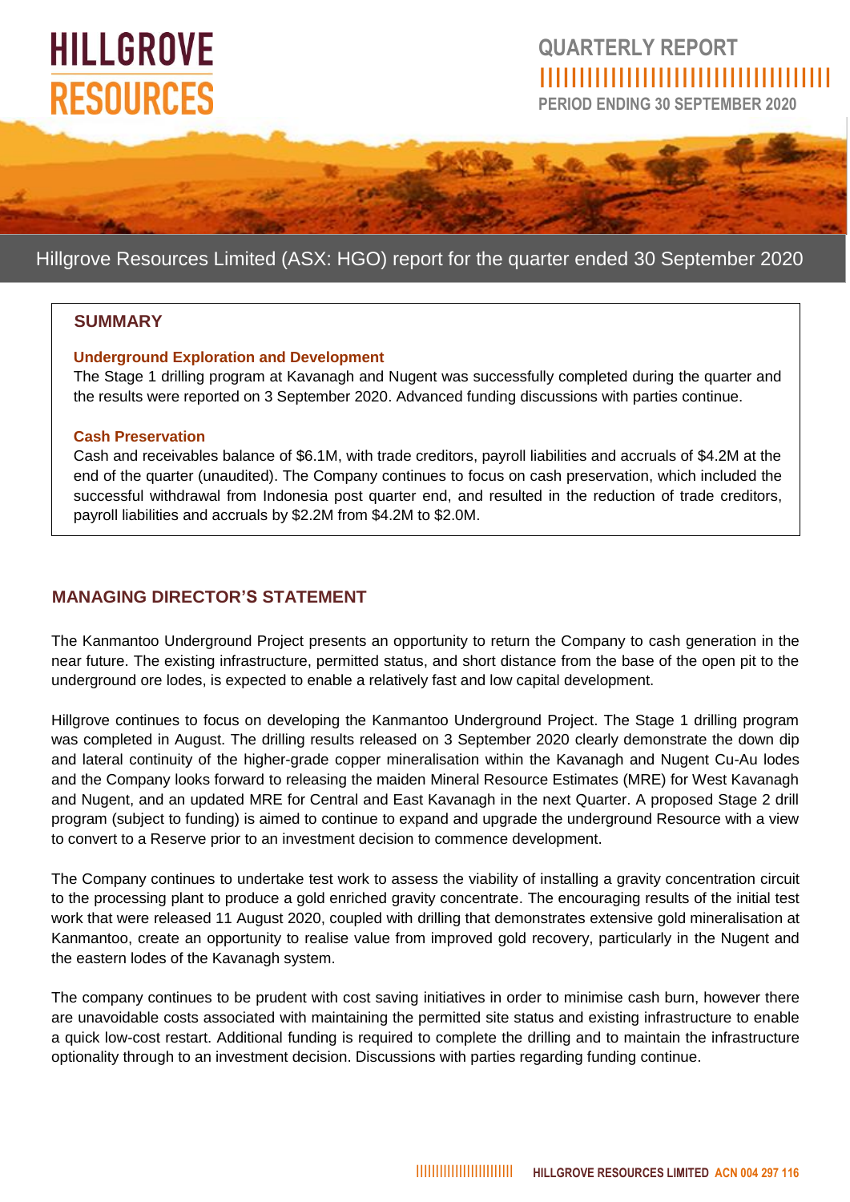# HILLGROVE RESOURCES

## QUARTERLY REPORT

PERIOD ENDING 30 SEPTEMBER 2020

Hillgrove Resources Limited (ASX: HGO) report for the quarter ended 30 September 2020

## SUMMARY

### Underground Exploration and Development

The Stage 1 drilling program at Kavanagh and Nugent was successfully completed during the quarter and the results were reported on 3 September 2020. Advanced funding discussions with parties continue.

### Cash Preservation

Cash and receivables balance of $6.1M, with trade creditors, payroll liabilities and accruals of $4.2M at the end of the quarter (unaudited). The Company continues to focus on cash preservation, which included the successful withdrawal from Indonesia post quarter end, and resulted in the reduction of trade creditors, payroll liabilities and accruals by $2.2M from $4.2M to $2.0M.

## MANAGING DIRECTOR'S STATEMENT

The Kanmantoo Underground Project presents an opportunity to return the Company to cash generation in the near future. The existing infrastructure, permitted status, and short distance from the base of the open pit to the underground ore lodes, is expected to enable a relatively fast and low capital development.

Hillgrove continues to focus on developing the Kanmantoo Underground Project. The Stage 1 drilling program was completed in August. The drilling results released on 3 September 2020 clearly demonstrate the down dip and lateral continuity of the higher-grade copper mineralisation within the Kavanagh and Nugent Cu-Au lodes and the Company looks forward to releasing the maiden Mineral Resource Estimates (MRE) for West Kavanagh and Nugent, and an updated MRE for Central and East Kavanagh in the next Quarter. A proposed Stage 2 drill program (subject to funding) is aimed to continue to expand and upgrade the underground Resource with a view to convert to a Reserve prior to an investment decision to commence development.

The Company continues to undertake test work to assess the viability of installing a gravity concentration circuit to the processing plant to produce a gold enriched gravity concentrate. The encouraging results of the initial test work that were released 11 August 2020, coupled with drilling that demonstrates extensive gold mineralisation at Kanmantoo, create an opportunity to realise value from improved gold recovery, particularly in the Nugent and the eastern lodes of the Kavanagh system.

The company continues to be prudent with cost saving initiatives in order to minimise cash burn, however there are unavoidable costs associated with maintaining the permitted site status and existing infrastructure to enable a quick low-cost restart. Additional funding is required to complete the drilling and to maintain the infrastructure optionality through to an investment decision. Discussions with parties regarding funding continue.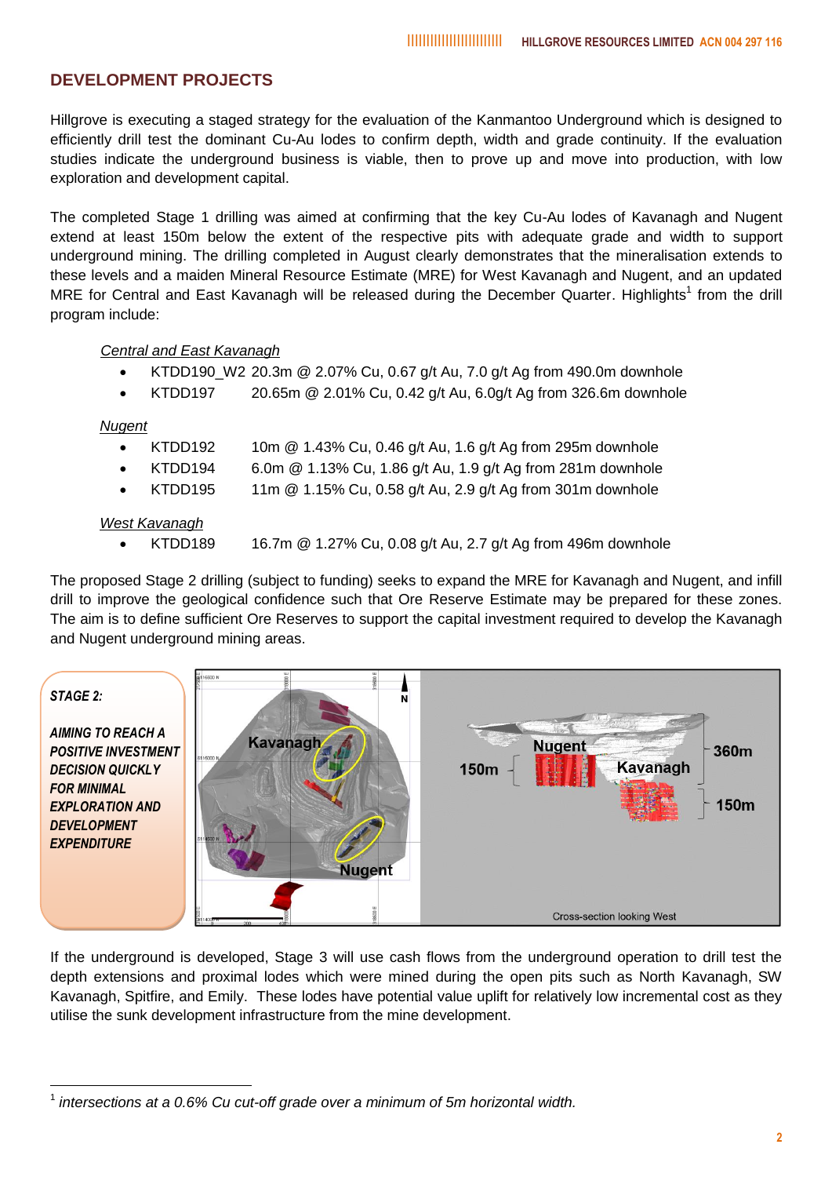## DEVELOPMENT PROJECTS

Hillgrove is executing a staged strategy for the evaluation of the Kanmantoo Underground which is designed to efficiently drill test the dominant Cu-Au lodes to confirm depth, width and grade continuity. If the evaluation studies indicate the underground business is viable, then to prove up and move into production, with low exploration and development capital.

The completed Stage 1 drilling was aimed at confirming that the key Cu-Au lodes of Kavanagh and Nugent extend at least 150m below the extent of the respective pits with adequate grade and width to support underground mining. The drilling completed in August clearly demonstrates that the mineralisation extends to these levels and a maiden Mineral Resource Estimate (MRE) for West Kavanagh and Nugent, and an updated MRE for Central and East Kavanagh will be released during the December Quarter. Highlights[1] from the drill program include:

*Central and East Kavanagh*

- KTDD190_W2 20.3m @ 2.07% Cu, 0.67 g/t Au, 7.0 g/t Ag from 490.0m downhole
- KTDD197 20.65m @ 2.01% Cu, 0.42 g/t Au, 6.0g/t Ag from 326.6m downhole

*Nugent*

- KTDD192 10m @ 1.43% Cu, 0.46 g/t Au, 1.6 g/t Ag from 295m downhole
- KTDD194 6.0m @ 1.13% Cu, 1.86 g/t Au, 1.9 g/t Ag from 281m downhole
- KTDD195 11m @ 1.15% Cu, 0.58 g/t Au, 2.9 g/t Ag from 301m downhole

*West Kavanagh*

- KTDD189 16.7m @ 1.27% Cu, 0.08 g/t Au, 2.7 g/t Ag from 496m downhole

The proposed Stage 2 drilling (subject to funding) seeks to expand the MRE for Kavanagh and Nugent, and infill drill to improve the geological confidence such that Ore Reserve Estimate may be prepared for these zones. The aim is to define sufficient Ore Reserves to support the capital investment required to develop the Kavanagh and Nugent underground mining areas.

***STAGE 2:***

***AIMING TO REACH A POSITIVE INVESTMENT DECISION QUICKLY FOR MINIMAL EXPLORATION AND DEVELOPMENT EXPENDITURE***

If the underground is developed, Stage 3 will use cash flows from the underground operation to drill test the depth extensions and proximal lodes which were mined during the open pits such as North Kavanagh, SW Kavanagh, Spitfire, and Emily. These lodes have potential value uplift for relatively low incremental cost as they utilise the sunk development infrastructure from the mine development.

[1] *intersections at a 0.6% Cu cut-off grade over a minimum of 5m horizontal width.*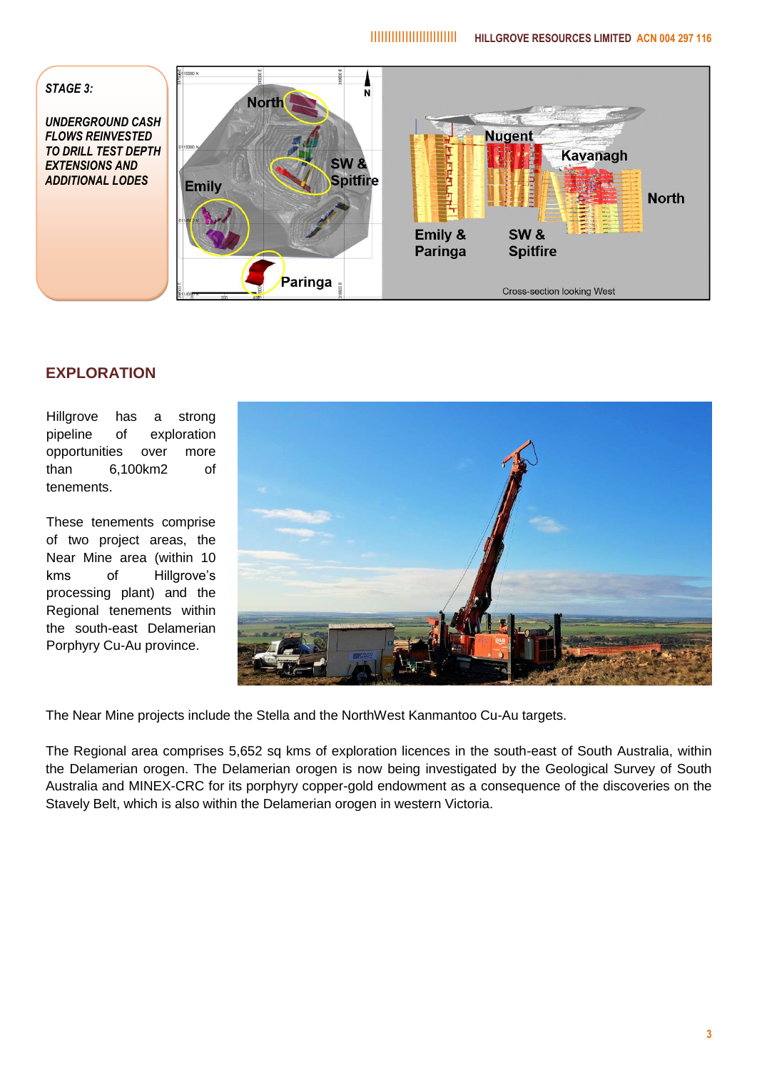***STAGE 3:***

***UNDERGROUND CASH FLOWS REINVESTED TO DRILL TEST DEPTH EXTENSIONS AND ADDITIONAL LODES***

## EXPLORATION

Hillgrove has a strong pipeline of exploration opportunities over more than 6,100km2 of tenements.

These tenements comprise of two project areas, the Near Mine area (within 10 kms of Hillgrove's processing plant) and the Regional tenements within the south-east Delamerian Porphyry Cu-Au province.

The Near Mine projects include the Stella and the NorthWest Kanmantoo Cu-Au targets.

The Regional area comprises 5,652 sq kms of exploration licences in the south-east of South Australia, within the Delamerian orogen. The Delamerian orogen is now being investigated by the Geological Survey of South Australia and MINEX-CRC for its porphyry copper-gold endowment as a consequence of the discoveries on the Stavely Belt, which is also within the Delamerian orogen in western Victoria.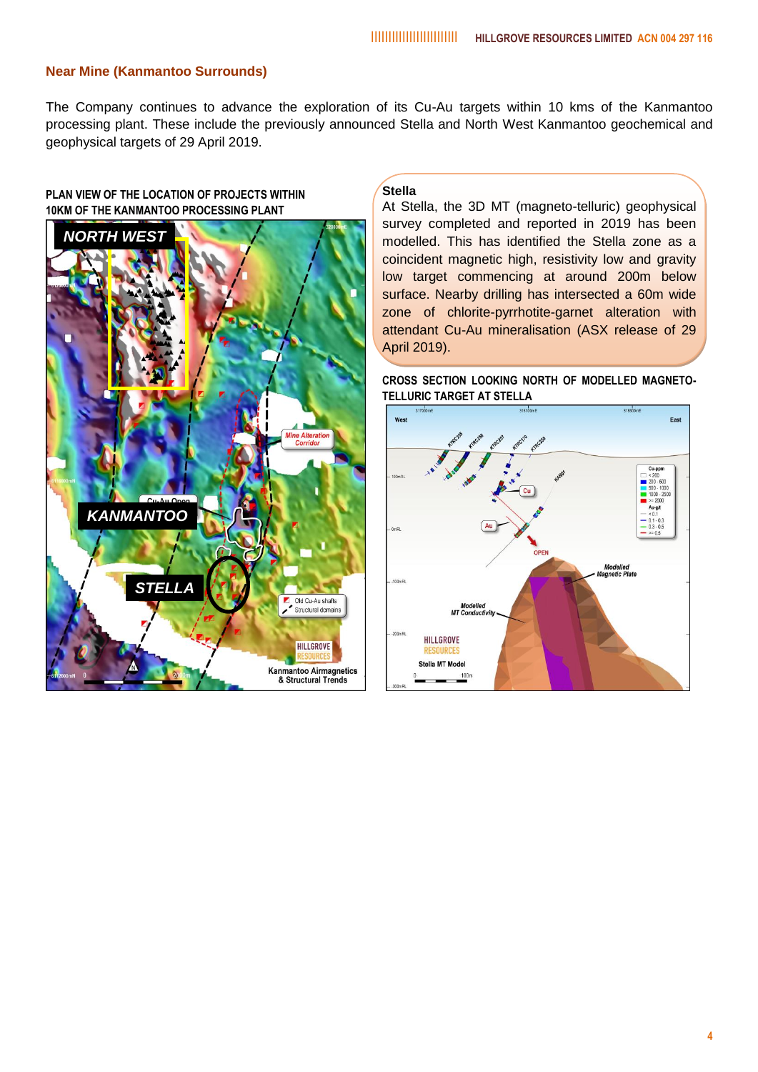## Near Mine (Kanmantoo Surrounds)

The Company continues to advance the exploration of its Cu-Au targets within 10 kms of the Kanmantoo processing plant. These include the previously announced Stella and North West Kanmantoo geochemical and geophysical targets of 29 April 2019.

**PLAN VIEW OF THE LOCATION OF PROJECTS WITHIN 10KM OF THE KANMANTOO PROCESSING PLANT**

### Stella

At Stella, the 3D MT (magneto-telluric) geophysical survey completed and reported in 2019 has been modelled. This has identified the Stella zone as a coincident magnetic high, resistivity low and gravity low target commencing at around 200m below surface. Nearby drilling has intersected a 60m wide zone of chlorite-pyrrhotite-garnet alteration with attendant Cu-Au mineralisation (ASX release of 29 April 2019).

**CROSS SECTION LOOKING NORTH OF MODELLED MAGNETO-TELLURIC TARGET AT STELLA**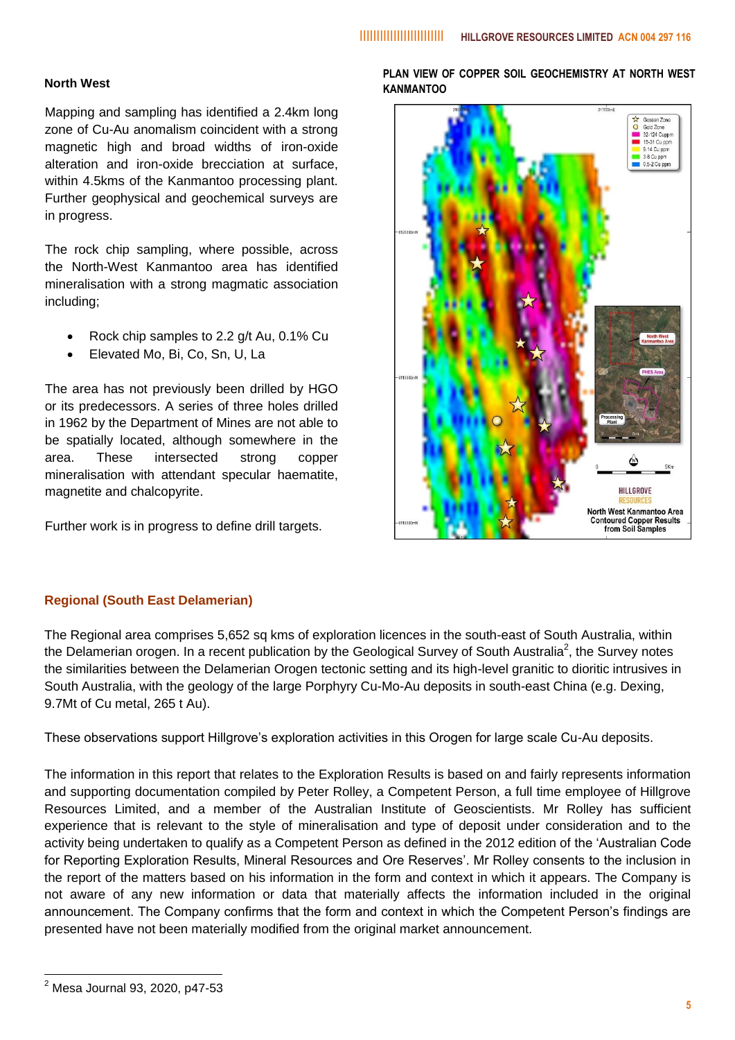## North West

Mapping and sampling has identified a 2.4km long zone of Cu-Au anomalism coincident with a strong magnetic high and broad widths of iron-oxide alteration and iron-oxide brecciation at surface, within 4.5kms of the Kanmantoo processing plant. Further geophysical and geochemical surveys are in progress.

The rock chip sampling, where possible, across the North-West Kanmantoo area has identified mineralisation with a strong magmatic association including;

- Rock chip samples to 2.2 g/t Au, 0.1% Cu
- Elevated Mo, Bi, Co, Sn, U, La

The area has not previously been drilled by HGO or its predecessors. A series of three holes drilled in 1962 by the Department of Mines are not able to be spatially located, although somewhere in the area. These intersected strong copper mineralisation with attendant specular haematite, magnetite and chalcopyrite.

Further work is in progress to define drill targets.

**PLAN VIEW OF COPPER SOIL GEOCHEMISTRY AT NORTH WEST KANMANTOO**

## Regional (South East Delamerian)

The Regional area comprises 5,652 sq kms of exploration licences in the south-east of South Australia, within the Delamerian orogen. In a recent publication by the Geological Survey of South Australia[2], the Survey notes the similarities between the Delamerian Orogen tectonic setting and its high-level granitic to dioritic intrusives in South Australia, with the geology of the large Porphyry Cu-Mo-Au deposits in south-east China (e.g. Dexing, 9.7Mt of Cu metal, 265 t Au).

These observations support Hillgrove's exploration activities in this Orogen for large scale Cu-Au deposits.

The information in this report that relates to the Exploration Results is based on and fairly represents information and supporting documentation compiled by Peter Rolley, a Competent Person, a full time employee of Hillgrove Resources Limited, and a member of the Australian Institute of Geoscientists. Mr Rolley has sufficient experience that is relevant to the style of mineralisation and type of deposit under consideration and to the activity being undertaken to qualify as a Competent Person as defined in the 2012 edition of the 'Australian Code for Reporting Exploration Results, Mineral Resources and Ore Reserves'. Mr Rolley consents to the inclusion in the report of the matters based on his information in the form and context in which it appears. The Company is not aware of any new information or data that materially affects the information included in the original announcement. The Company confirms that the form and context in which the Competent Person's findings are presented have not been materially modified from the original market announcement.

[2] Mesa Journal 93, 2020, p47-53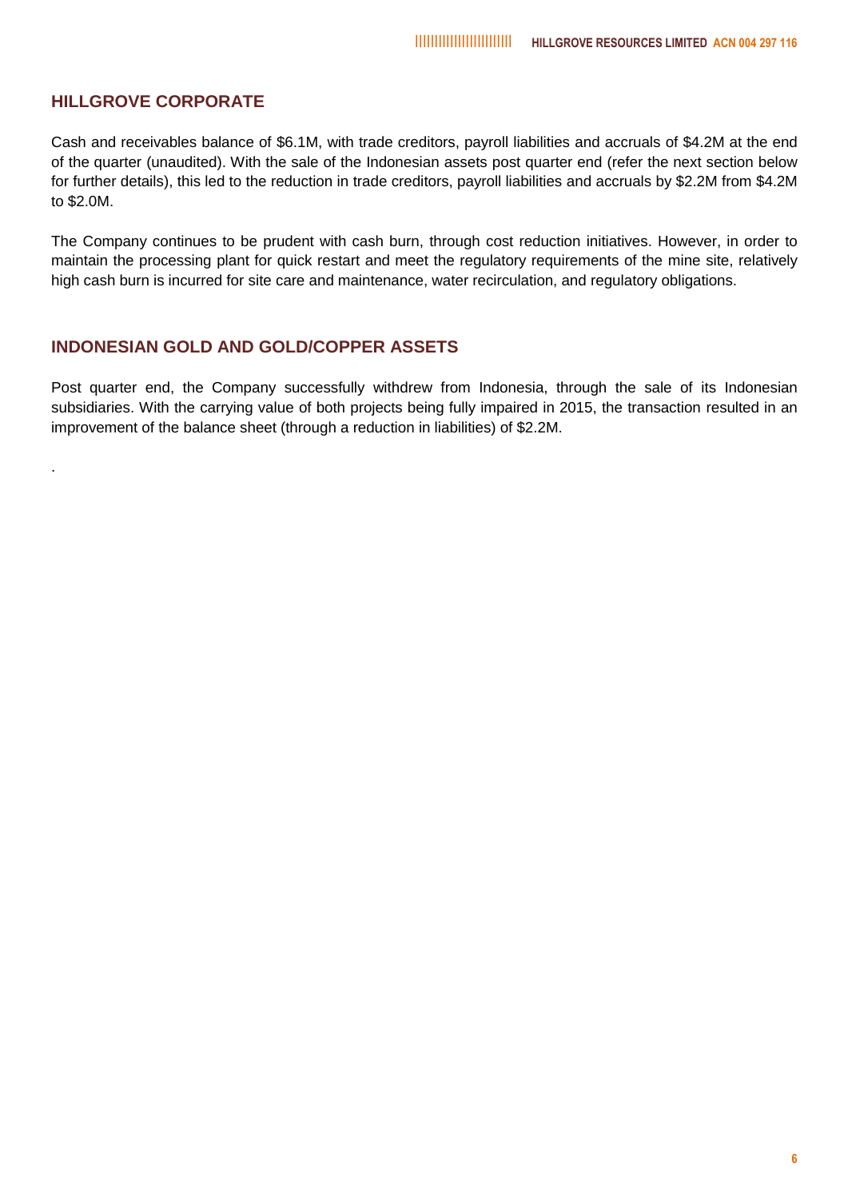## HILLGROVE CORPORATE

Cash and receivables balance of $6.1M, with trade creditors, payroll liabilities and accruals of $4.2M at the end of the quarter (unaudited). With the sale of the Indonesian assets post quarter end (refer the next section below for further details), this led to the reduction in trade creditors, payroll liabilities and accruals by $2.2M from $4.2M to $2.0M.

The Company continues to be prudent with cash burn, through cost reduction initiatives. However, in order to maintain the processing plant for quick restart and meet the regulatory requirements of the mine site, relatively high cash burn is incurred for site care and maintenance, water recirculation, and regulatory obligations.

## INDONESIAN GOLD AND GOLD/COPPER ASSETS

Post quarter end, the Company successfully withdrew from Indonesia, through the sale of its Indonesian subsidiaries. With the carrying value of both projects being fully impaired in 2015, the transaction resulted in an improvement of the balance sheet (through a reduction in liabilities) of $2.2M.

.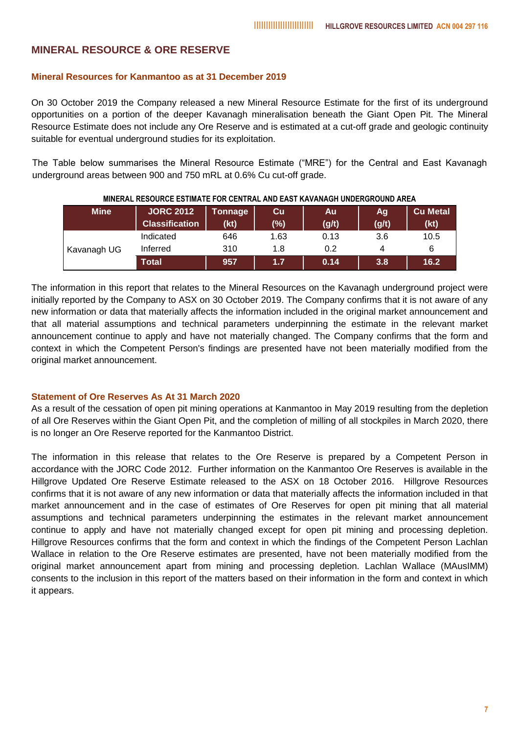## MINERAL RESOURCE & ORE RESERVE

### Mineral Resources for Kanmantoo as at 31 December 2019

On 30 October 2019 the Company released a new Mineral Resource Estimate for the first of its underground opportunities on a portion of the deeper Kavanagh mineralisation beneath the Giant Open Pit. The Mineral Resource Estimate does not include any Ore Reserve and is estimated at a cut-off grade and geologic continuity suitable for eventual underground studies for its exploitation.

The Table below summarises the Mineral Resource Estimate ("MRE") for the Central and East Kavanagh underground areas between 900 and 750 mRL at 0.6% Cu cut-off grade.

**MINERAL RESOURCE ESTIMATE FOR CENTRAL AND EAST KAVANAGH UNDERGROUND AREA**

| Mine | JORC 2012 Classification | Tonnage (kt) | Cu (%) | Au (g/t) | Ag (g/t) | Cu Metal (kt) |
|---|---|---|---|---|---|---|
| Kavanagh UG | Indicated | 646 | 1.63 | 0.13 | 3.6 | 10.5 |
| | Inferred | 310 | 1.8 | 0.2 | 4 | 6 |
| | **Total** | **957** | **1.7** | **0.14** | **3.8** | **16.2** |

The information in this report that relates to the Mineral Resources on the Kavanagh underground project were initially reported by the Company to ASX on 30 October 2019. The Company confirms that it is not aware of any new information or data that materially affects the information included in the original market announcement and that all material assumptions and technical parameters underpinning the estimate in the relevant market announcement continue to apply and have not materially changed. The Company confirms that the form and context in which the Competent Person's findings are presented have not been materially modified from the original market announcement.

### Statement of Ore Reserves As At 31 March 2020

As a result of the cessation of open pit mining operations at Kanmantoo in May 2019 resulting from the depletion of all Ore Reserves within the Giant Open Pit, and the completion of milling of all stockpiles in March 2020, there is no longer an Ore Reserve reported for the Kanmantoo District.

The information in this release that relates to the Ore Reserve is prepared by a Competent Person in accordance with the JORC Code 2012. Further information on the Kanmantoo Ore Reserves is available in the Hillgrove Updated Ore Reserve Estimate released to the ASX on 18 October 2016. Hillgrove Resources confirms that it is not aware of any new information or data that materially affects the information included in that market announcement and in the case of estimates of Ore Reserves for open pit mining that all material assumptions and technical parameters underpinning the estimates in the relevant market announcement continue to apply and have not materially changed except for open pit mining and processing depletion. Hillgrove Resources confirms that the form and context in which the findings of the Competent Person Lachlan Wallace in relation to the Ore Reserve estimates are presented, have not been materially modified from the original market announcement apart from mining and processing depletion. Lachlan Wallace (MAusIMM) consents to the inclusion in this report of the matters based on their information in the form and context in which it appears.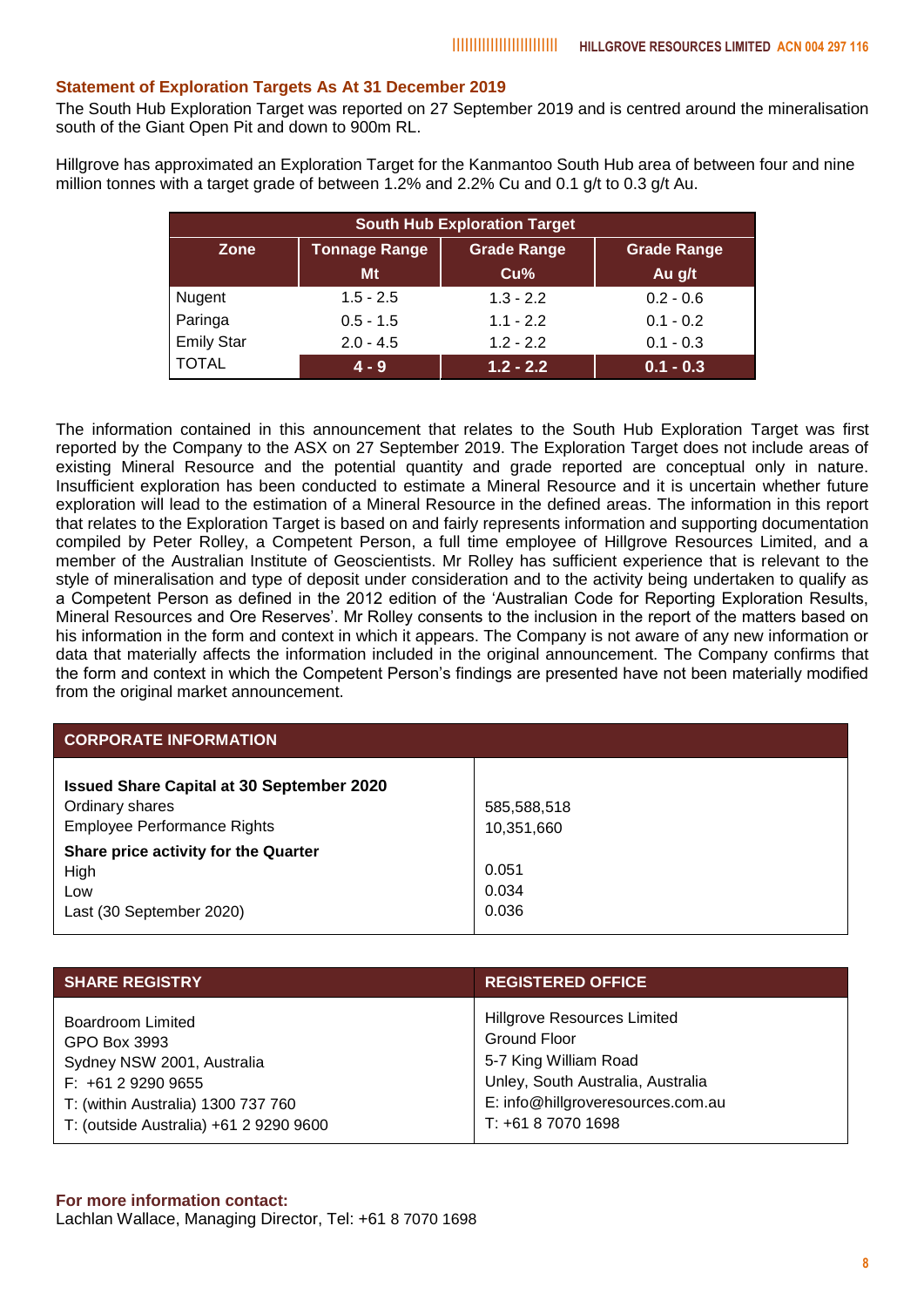## Statement of Exploration Targets As At 31 December 2019

The South Hub Exploration Target was reported on 27 September 2019 and is centred around the mineralisation south of the Giant Open Pit and down to 900m RL.

Hillgrove has approximated an Exploration Target for the Kanmantoo South Hub area of between four and nine million tonnes with a target grade of between 1.2% and 2.2% Cu and 0.1 g/t to 0.3 g/t Au.

| South Hub Exploration Target | | | |
|---|---|---|---|
| **Zone** | **Tonnage Range Mt** | **Grade Range Cu%** | **Grade Range Au g/t** |
| Nugent | 1.5 - 2.5 | 1.3 - 2.2 | 0.2 - 0.6 |
| Paringa | 0.5 - 1.5 | 1.1 - 2.2 | 0.1 - 0.2 |
| Emily Star | 2.0 - 4.5 | 1.2 - 2.2 | 0.1 - 0.3 |
| TOTAL | **4 - 9** | **1.2 - 2.2** | **0.1 - 0.3** |

The information contained in this announcement that relates to the South Hub Exploration Target was first reported by the Company to the ASX on 27 September 2019. The Exploration Target does not include areas of existing Mineral Resource and the potential quantity and grade reported are conceptual only in nature. Insufficient exploration has been conducted to estimate a Mineral Resource and it is uncertain whether future exploration will lead to the estimation of a Mineral Resource in the defined areas. The information in this report that relates to the Exploration Target is based on and fairly represents information and supporting documentation compiled by Peter Rolley, a Competent Person, a full time employee of Hillgrove Resources Limited, and a member of the Australian Institute of Geoscientists. Mr Rolley has sufficient experience that is relevant to the style of mineralisation and type of deposit under consideration and to the activity being undertaken to qualify as a Competent Person as defined in the 2012 edition of the 'Australian Code for Reporting Exploration Results, Mineral Resources and Ore Reserves'. Mr Rolley consents to the inclusion in the report of the matters based on his information in the form and context in which it appears. The Company is not aware of any new information or data that materially affects the information included in the original announcement. The Company confirms that the form and context in which the Competent Person's findings are presented have not been materially modified from the original market announcement.

| CORPORATE INFORMATION | |
|---|---|
| **Issued Share Capital at 30 September 2020** | |
| Ordinary shares | 585,588,518 |
| Employee Performance Rights | 10,351,660 |
| **Share price activity for the Quarter** | |
| High | 0.051 |
| Low | 0.034 |
| Last (30 September 2020) | 0.036 |

| SHARE REGISTRY | REGISTERED OFFICE |
|---|---|
| Boardroom Limited<br>GPO Box 3993<br>Sydney NSW 2001, Australia<br>F: +61 2 9290 9655<br>T: (within Australia) 1300 737 760<br>T: (outside Australia) +61 2 9290 9600 | Hillgrove Resources Limited<br>Ground Floor<br>5-7 King William Road<br>Unley, South Australia, Australia<br>E: info@hillgroveresources.com.au<br>T: +61 8 7070 1698 |

**For more information contact:**

Lachlan Wallace, Managing Director, Tel: +61 8 7070 1698